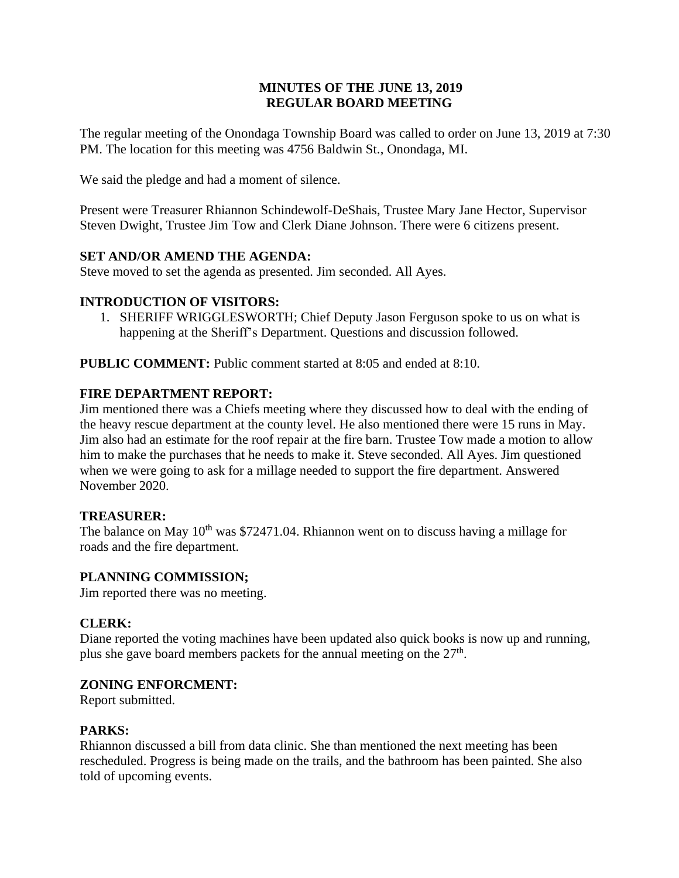**MINUTES OF THE JUNE 13, 2019**
**REGULAR BOARD MEETING**

The regular meeting of the Onondaga Township Board was called to order on June 13, 2019 at 7:30 PM. The location for this meeting was 4756 Baldwin St., Onondaga, MI.

We said the pledge and had a moment of silence.

Present were Treasurer Rhiannon Schindewolf-DeShais, Trustee Mary Jane Hector, Supervisor Steven Dwight, Trustee Jim Tow and Clerk Diane Johnson. There were 6 citizens present.

**SET AND/OR AMEND THE AGENDA:**
Steve moved to set the agenda as presented. Jim seconded. All Ayes.

**INTRODUCTION OF VISITORS:**

1. SHERIFF WRIGGLESWORTH; Chief Deputy Jason Ferguson spoke to us on what is happening at the Sheriff's Department. Questions and discussion followed.

**PUBLIC COMMENT:** Public comment started at 8:05 and ended at 8:10.

**FIRE DEPARTMENT REPORT:**
Jim mentioned there was a Chiefs meeting where they discussed how to deal with the ending of the heavy rescue department at the county level. He also mentioned there were 15 runs in May. Jim also had an estimate for the roof repair at the fire barn. Trustee Tow made a motion to allow him to make the purchases that he needs to make it. Steve seconded. All Ayes. Jim questioned when we were going to ask for a millage needed to support the fire department. Answered November 2020.

**TREASURER:**
The balance on May 10th was $72471.04. Rhiannon went on to discuss having a millage for roads and the fire department.

**PLANNING COMMISSION;**
Jim reported there was no meeting.

**CLERK:**
Diane reported the voting machines have been updated also quick books is now up and running, plus she gave board members packets for the annual meeting on the 27th.

**ZONING ENFORCMENT:**
Report submitted.

**PARKS:**
Rhiannon discussed a bill from data clinic. She than mentioned the next meeting has been rescheduled. Progress is being made on the trails, and the bathroom has been painted. She also told of upcoming events.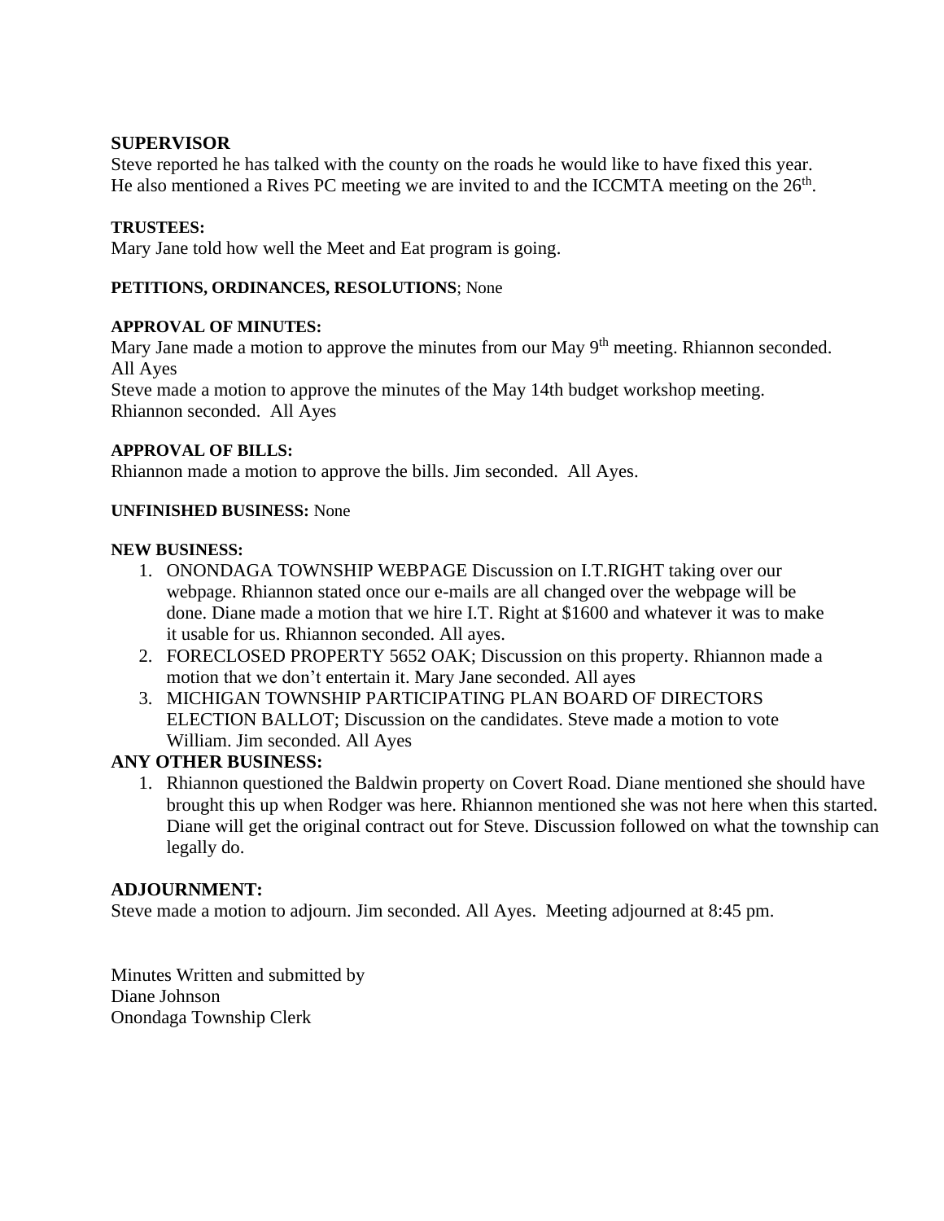**SUPERVISOR**

Steve reported he has talked with the county on the roads he would like to have fixed this year. He also mentioned a Rives PC meeting we are invited to and the ICCMTA meeting on the 26th.

**TRUSTEES:**

Mary Jane told how well the Meet and Eat program is going.

**PETITIONS, ORDINANCES, RESOLUTIONS**; None

**APPROVAL OF MINUTES:**

Mary Jane made a motion to approve the minutes from our May 9th meeting. Rhiannon seconded. All Ayes

Steve made a motion to approve the minutes of the May 14th budget workshop meeting. Rhiannon seconded. All Ayes

**APPROVAL OF BILLS:**

Rhiannon made a motion to approve the bills. Jim seconded. All Ayes.

**UNFINISHED BUSINESS:** None

**NEW BUSINESS:**

1. ONONDAGA TOWNSHIP WEBPAGE Discussion on I.T.RIGHT taking over our webpage. Rhiannon stated once our e-mails are all changed over the webpage will be done. Diane made a motion that we hire I.T. Right at $1600 and whatever it was to make it usable for us. Rhiannon seconded. All ayes.
2. FORECLOSED PROPERTY 5652 OAK; Discussion on this property. Rhiannon made a motion that we don't entertain it. Mary Jane seconded. All ayes
3. MICHIGAN TOWNSHIP PARTICIPATING PLAN BOARD OF DIRECTORS ELECTION BALLOT; Discussion on the candidates. Steve made a motion to vote William. Jim seconded. All Ayes

**ANY OTHER BUSINESS:**

1. Rhiannon questioned the Baldwin property on Covert Road. Diane mentioned she should have brought this up when Rodger was here. Rhiannon mentioned she was not here when this started. Diane will get the original contract out for Steve. Discussion followed on what the township can legally do.

**ADJOURNMENT:**

Steve made a motion to adjourn. Jim seconded. All Ayes. Meeting adjourned at 8:45 pm.

Minutes Written and submitted by
Diane Johnson
Onondaga Township Clerk